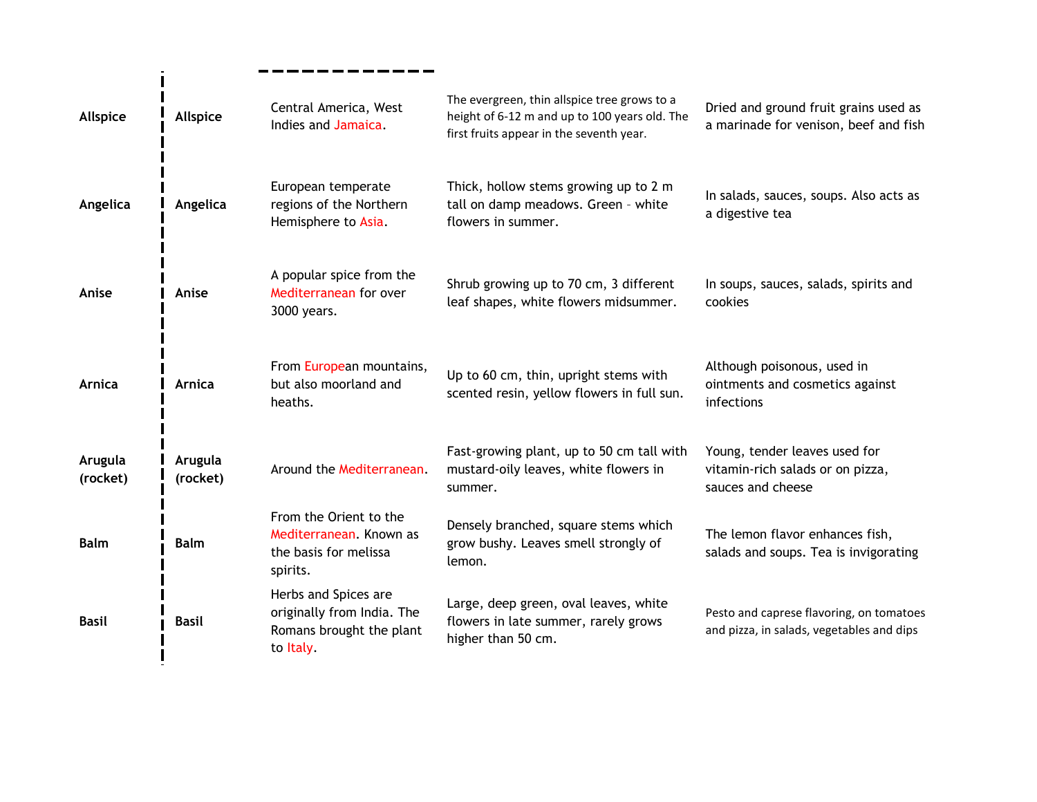| | | | | |
|---|---|---|---|---|
| **Allspice** | **Allspice** | Central America, West Indies and Jamaica. | The evergreen, thin allspice tree grows to a height of 6-12 m and up to 100 years old. The first fruits appear in the seventh year. | Dried and ground fruit grains used as a marinade for venison, beef and fish |
| **Angelica** | **Angelica** | European temperate regions of the Northern Hemisphere to Asia. | Thick, hollow stems growing up to 2 m tall on damp meadows. Green – white flowers in summer. | In salads, sauces, soups. Also acts as a digestive tea |
| **Anise** | **Anise** | A popular spice from the Mediterranean for over 3000 years. | Shrub growing up to 70 cm, 3 different leaf shapes, white flowers midsummer. | In soups, sauces, salads, spirits and cookies |
| **Arnica** | **Arnica** | From European mountains, but also moorland and heaths. | Up to 60 cm, thin, upright stems with scented resin, yellow flowers in full sun. | Although poisonous, used in ointments and cosmetics against infections |
| **Arugula (rocket)** | **Arugula (rocket)** | Around the Mediterranean. | Fast-growing plant, up to 50 cm tall with mustard-oily leaves, white flowers in summer. | Young, tender leaves used for vitamin-rich salads or on pizza, sauces and cheese |
| **Balm** | **Balm** | From the Orient to the Mediterranean. Known as the basis for melissa spirits. | Densely branched, square stems which grow bushy. Leaves smell strongly of lemon. | The lemon flavor enhances fish, salads and soups. Tea is invigorating |
| **Basil** | **Basil** | Herbs and Spices are originally from India. The Romans brought the plant to Italy. | Large, deep green, oval leaves, white flowers in late summer, rarely grows higher than 50 cm. | Pesto and caprese flavoring, on tomatoes and pizza, in salads, vegetables and dips |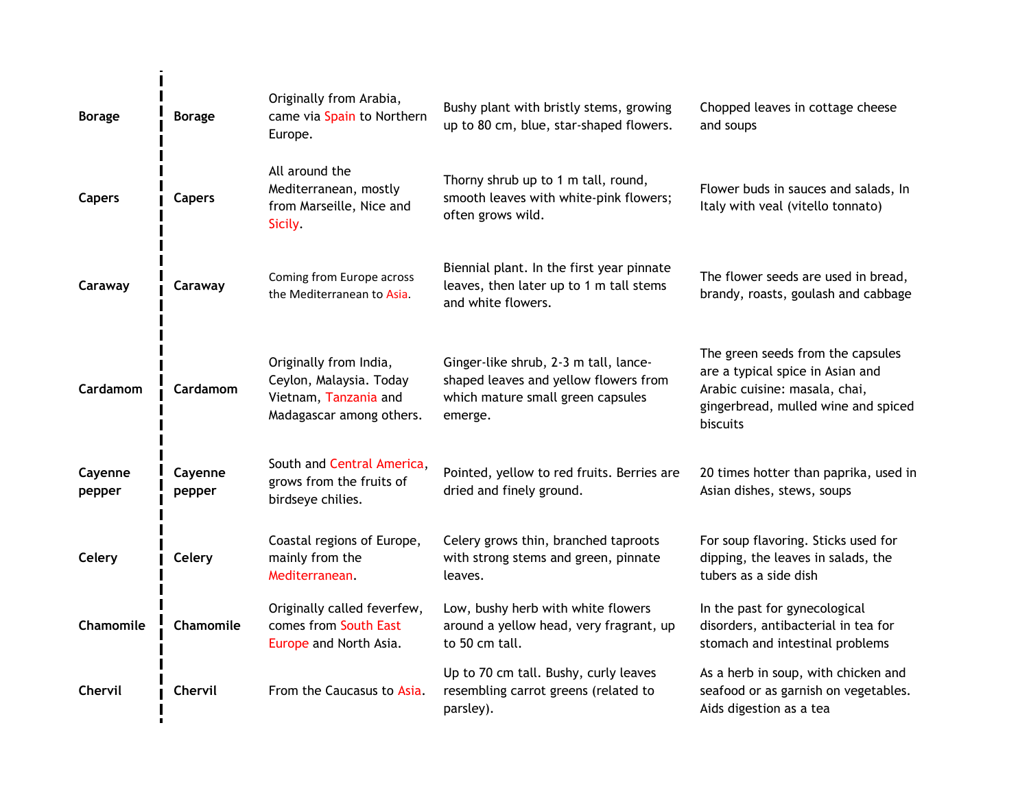| | | | | |
|---|---|---|---|---|
| **Borage** | **Borage** | Originally from Arabia, came via Spain to Northern Europe. | Bushy plant with bristly stems, growing up to 80 cm, blue, star-shaped flowers. | Chopped leaves in cottage cheese and soups |
| **Capers** | **Capers** | All around the Mediterranean, mostly from Marseille, Nice and Sicily. | Thorny shrub up to 1 m tall, round, smooth leaves with white-pink flowers; often grows wild. | Flower buds in sauces and salads, In Italy with veal (vitello tonnato) |
| **Caraway** | **Caraway** | Coming from Europe across the Mediterranean to Asia. | Biennial plant. In the first year pinnate leaves, then later up to 1 m tall stems and white flowers. | The flower seeds are used in bread, brandy, roasts, goulash and cabbage |
| **Cardamom** | **Cardamom** | Originally from India, Ceylon, Malaysia. Today Vietnam, Tanzania and Madagascar among others. | Ginger-like shrub, 2-3 m tall, lance-shaped leaves and yellow flowers from which mature small green capsules emerge. | The green seeds from the capsules are a typical spice in Asian and Arabic cuisine: masala, chai, gingerbread, mulled wine and spiced biscuits |
| **Cayenne pepper** | **Cayenne pepper** | South and Central America, grows from the fruits of birdseye chilies. | Pointed, yellow to red fruits. Berries are dried and finely ground. | 20 times hotter than paprika, used in Asian dishes, stews, soups |
| **Celery** | **Celery** | Coastal regions of Europe, mainly from the Mediterranean. | Celery grows thin, branched taproots with strong stems and green, pinnate leaves. | For soup flavoring. Sticks used for dipping, the leaves in salads, the tubers as a side dish |
| **Chamomile** | **Chamomile** | Originally called feverfew, comes from South East Europe and North Asia. | Low, bushy herb with white flowers around a yellow head, very fragrant, up to 50 cm tall. | In the past for gynecological disorders, antibacterial in tea for stomach and intestinal problems |
| **Chervil** | **Chervil** | From the Caucasus to Asia. | Up to 70 cm tall. Bushy, curly leaves resembling carrot greens (related to parsley). | As a herb in soup, with chicken and seafood or as garnish on vegetables. Aids digestion as a tea |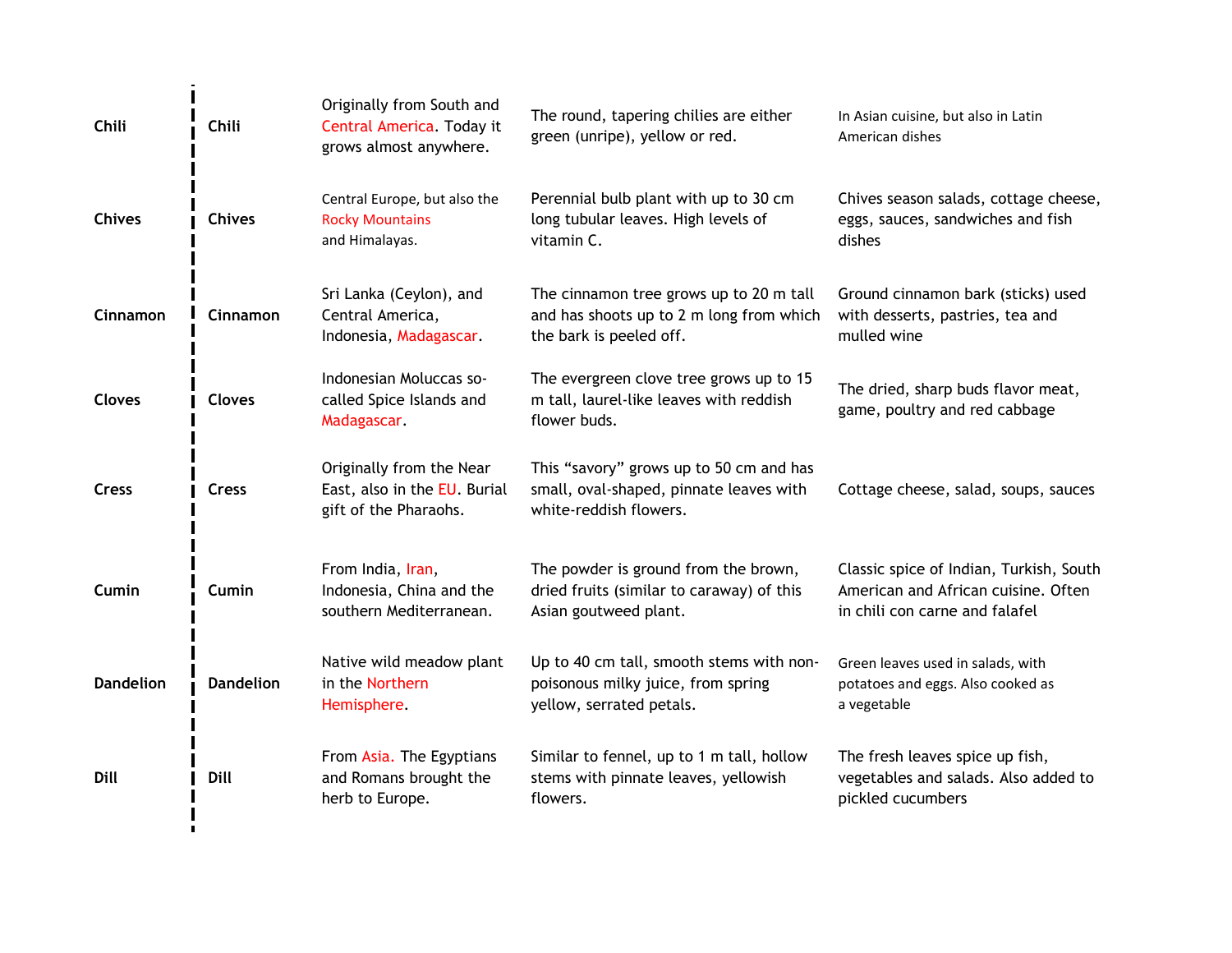| | | | | |
|---|---|---|---|---|
| **Chili** | **Chili** | Originally from South and Central America. Today it grows almost anywhere. | The round, tapering chilies are either green (unripe), yellow or red. | In Asian cuisine, but also in Latin American dishes |
| **Chives** | **Chives** | Central Europe, but also the Rocky Mountains and Himalayas. | Perennial bulb plant with up to 30 cm long tubular leaves. High levels of vitamin C. | Chives season salads, cottage cheese, eggs, sauces, sandwiches and fish dishes |
| **Cinnamon** | **Cinnamon** | Sri Lanka (Ceylon), and Central America, Indonesia, Madagascar. | The cinnamon tree grows up to 20 m tall and has shoots up to 2 m long from which the bark is peeled off. | Ground cinnamon bark (sticks) used with desserts, pastries, tea and mulled wine |
| **Cloves** | **Cloves** | Indonesian Moluccas so-called Spice Islands and Madagascar. | The evergreen clove tree grows up to 15 m tall, laurel-like leaves with reddish flower buds. | The dried, sharp buds flavor meat, game, poultry and red cabbage |
| **Cress** | **Cress** | Originally from the Near East, also in the EU. Burial gift of the Pharaohs. | This "savory" grows up to 50 cm and has small, oval-shaped, pinnate leaves with white-reddish flowers. | Cottage cheese, salad, soups, sauces |
| **Cumin** | **Cumin** | From India, Iran, Indonesia, China and the southern Mediterranean. | The powder is ground from the brown, dried fruits (similar to caraway) of this Asian goutweed plant. | Classic spice of Indian, Turkish, South American and African cuisine. Often in chili con carne and falafel |
| **Dandelion** | **Dandelion** | Native wild meadow plant in the Northern Hemisphere. | Up to 40 cm tall, smooth stems with non-poisonous milky juice, from spring yellow, serrated petals. | Green leaves used in salads, with potatoes and eggs. Also cooked as a vegetable |
| **Dill** | **Dill** | From Asia. The Egyptians and Romans brought the herb to Europe. | Similar to fennel, up to 1 m tall, hollow stems with pinnate leaves, yellowish flowers. | The fresh leaves spice up fish, vegetables and salads. Also added to pickled cucumbers |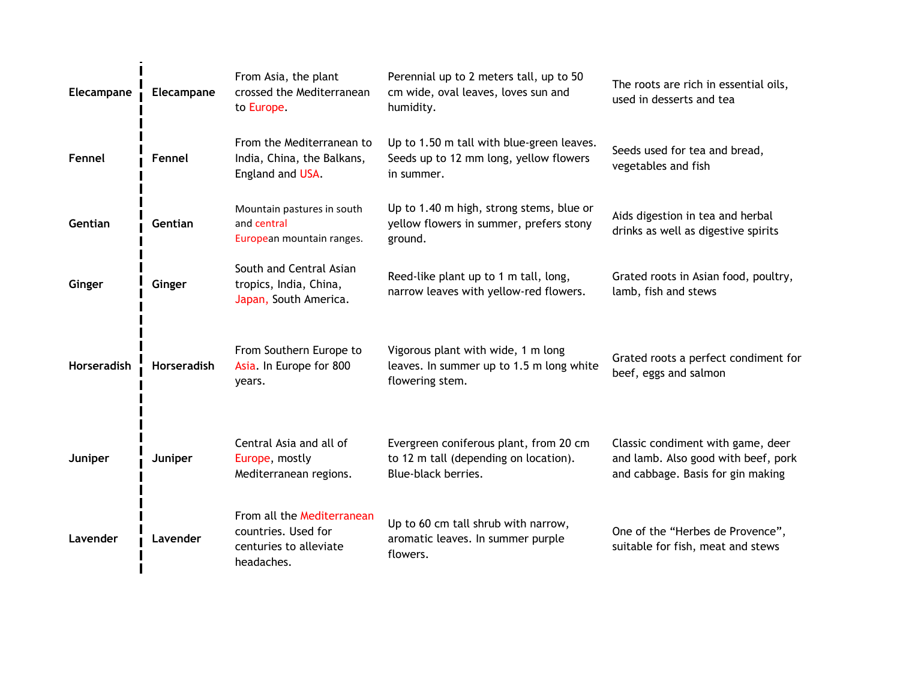| | | | | |
|---|---|---|---|---|
| **Elecampane** | **Elecampane** | From Asia, the plant crossed the Mediterranean to Europe. | Perennial up to 2 meters tall, up to 50 cm wide, oval leaves, loves sun and humidity. | The roots are rich in essential oils, used in desserts and tea |
| **Fennel** | **Fennel** | From the Mediterranean to India, China, the Balkans, England and USA. | Up to 1.50 m tall with blue-green leaves. Seeds up to 12 mm long, yellow flowers in summer. | Seeds used for tea and bread, vegetables and fish |
| **Gentian** | **Gentian** | Mountain pastures in south and central European mountain ranges. | Up to 1.40 m high, strong stems, blue or yellow flowers in summer, prefers stony ground. | Aids digestion in tea and herbal drinks as well as digestive spirits |
| **Ginger** | **Ginger** | South and Central Asian tropics, India, China, Japan, South America. | Reed-like plant up to 1 m tall, long, narrow leaves with yellow-red flowers. | Grated roots in Asian food, poultry, lamb, fish and stews |
| **Horseradish** | **Horseradish** | From Southern Europe to Asia. In Europe for 800 years. | Vigorous plant with wide, 1 m long leaves. In summer up to 1.5 m long white flowering stem. | Grated roots a perfect condiment for beef, eggs and salmon |
| **Juniper** | **Juniper** | Central Asia and all of Europe, mostly Mediterranean regions. | Evergreen coniferous plant, from 20 cm to 12 m tall (depending on location). Blue-black berries. | Classic condiment with game, deer and lamb. Also good with beef, pork and cabbage. Basis for gin making |
| **Lavender** | **Lavender** | From all the Mediterranean countries. Used for centuries to alleviate headaches. | Up to 60 cm tall shrub with narrow, aromatic leaves. In summer purple flowers. | One of the “Herbes de Provence”, suitable for fish, meat and stews |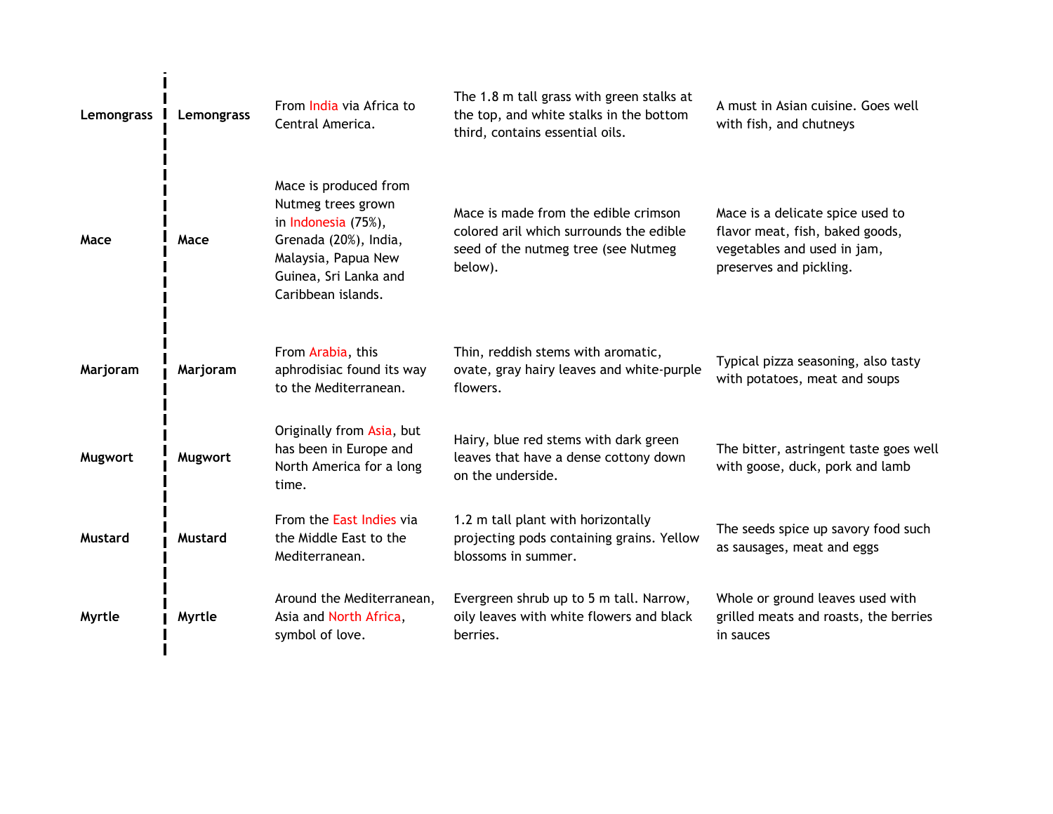| | | | | |
|---|---|---|---|---|
| **Lemongrass** | **Lemongrass** | From India via Africa to Central America. | The 1.8 m tall grass with green stalks at the top, and white stalks in the bottom third, contains essential oils. | A must in Asian cuisine. Goes well with fish, and chutneys |
| **Mace** | **Mace** | Mace is produced from Nutmeg trees grown in Indonesia (75%), Grenada (20%), India, Malaysia, Papua New Guinea, Sri Lanka and Caribbean islands. | Mace is made from the edible crimson colored aril which surrounds the edible seed of the nutmeg tree (see Nutmeg below). | Mace is a delicate spice used to flavor meat, fish, baked goods, vegetables and used in jam, preserves and pickling. |
| **Marjoram** | **Marjoram** | From Arabia, this aphrodisiac found its way to the Mediterranean. | Thin, reddish stems with aromatic, ovate, gray hairy leaves and white-purple flowers. | Typical pizza seasoning, also tasty with potatoes, meat and soups |
| **Mugwort** | **Mugwort** | Originally from Asia, but has been in Europe and North America for a long time. | Hairy, blue red stems with dark green leaves that have a dense cottony down on the underside. | The bitter, astringent taste goes well with goose, duck, pork and lamb |
| **Mustard** | **Mustard** | From the East Indies via the Middle East to the Mediterranean. | 1.2 m tall plant with horizontally projecting pods containing grains. Yellow blossoms in summer. | The seeds spice up savory food such as sausages, meat and eggs |
| **Myrtle** | **Myrtle** | Around the Mediterranean, Asia and North Africa, symbol of love. | Evergreen shrub up to 5 m tall. Narrow, oily leaves with white flowers and black berries. | Whole or ground leaves used with grilled meats and roasts, the berries in sauces |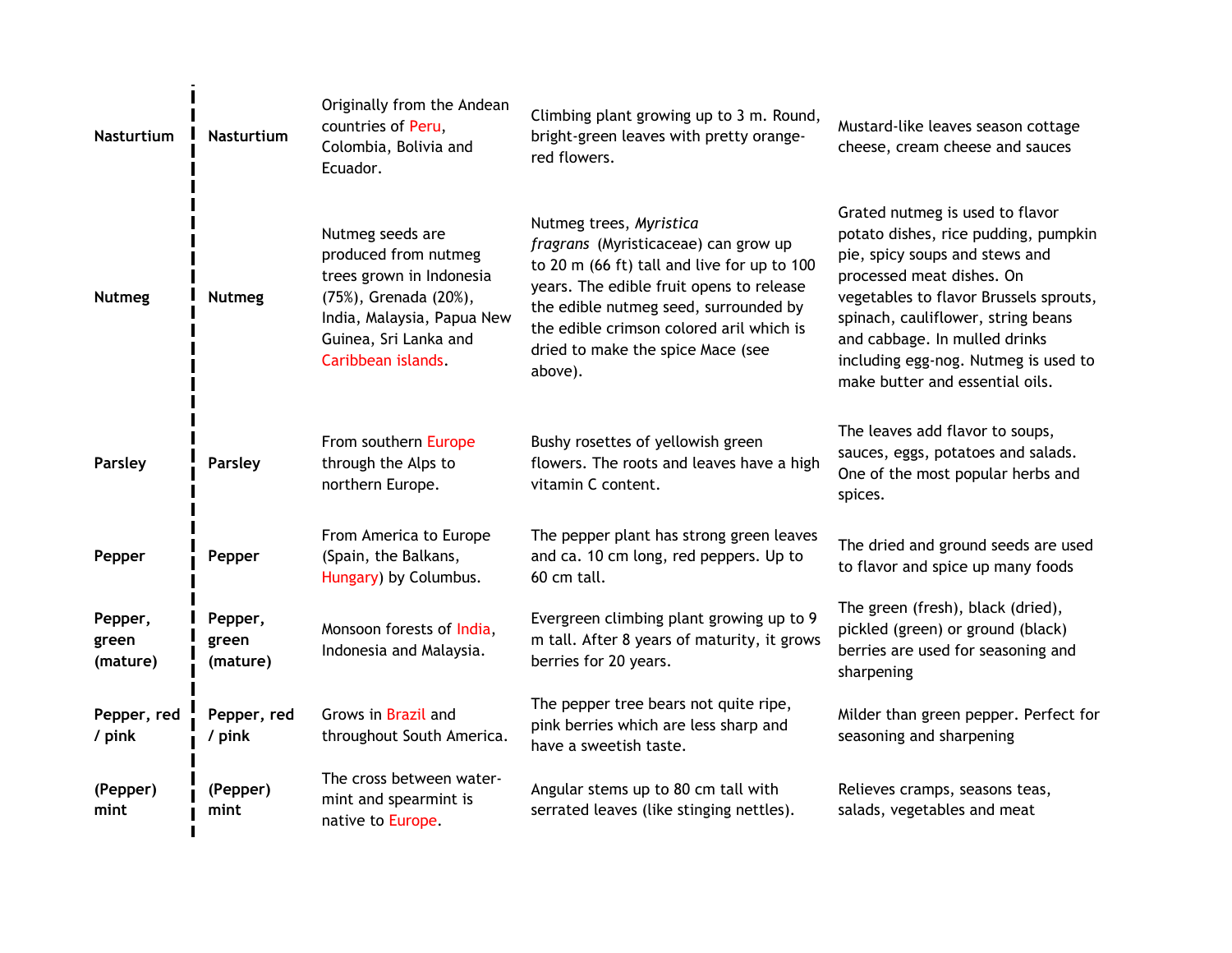| | | | | |
|---|---|---|---|---|
| **Nasturtium** | **Nasturtium** | Originally from the Andean countries of Peru, Colombia, Bolivia and Ecuador. | Climbing plant growing up to 3 m. Round, bright-green leaves with pretty orange-red flowers. | Mustard-like leaves season cottage cheese, cream cheese and sauces |
| **Nutmeg** | **Nutmeg** | Nutmeg seeds are produced from nutmeg trees grown in Indonesia (75%), Grenada (20%), India, Malaysia, Papua New Guinea, Sri Lanka and Caribbean islands. | Nutmeg trees, *Myristica fragrans* (Myristicaceae) can grow up to 20 m (66 ft) tall and live for up to 100 years. The edible fruit opens to release the edible nutmeg seed, surrounded by the edible crimson colored aril which is dried to make the spice Mace (see above). | Grated nutmeg is used to flavor potato dishes, rice pudding, pumpkin pie, spicy soups and stews and processed meat dishes. On vegetables to flavor Brussels sprouts, spinach, cauliflower, string beans and cabbage. In mulled drinks including egg-nog. Nutmeg is used to make butter and essential oils. |
| **Parsley** | **Parsley** | From southern Europe through the Alps to northern Europe. | Bushy rosettes of yellowish green flowers. The roots and leaves have a high vitamin C content. | The leaves add flavor to soups, sauces, eggs, potatoes and salads. One of the most popular herbs and spices. |
| **Pepper** | **Pepper** | From America to Europe (Spain, the Balkans, Hungary) by Columbus. | The pepper plant has strong green leaves and ca. 10 cm long, red peppers. Up to 60 cm tall. | The dried and ground seeds are used to flavor and spice up many foods |
| **Pepper, green (mature)** | **Pepper, green (mature)** | Monsoon forests of India, Indonesia and Malaysia. | Evergreen climbing plant growing up to 9 m tall. After 8 years of maturity, it grows berries for 20 years. | The green (fresh), black (dried), pickled (green) or ground (black) berries are used for seasoning and sharpening |
| **Pepper, red / pink** | **Pepper, red / pink** | Grows in Brazil and throughout South America. | The pepper tree bears not quite ripe, pink berries which are less sharp and have a sweetish taste. | Milder than green pepper. Perfect for seasoning and sharpening |
| **(Pepper) mint** | **(Pepper) mint** | The cross between water-mint and spearmint is native to Europe. | Angular stems up to 80 cm tall with serrated leaves (like stinging nettles). | Relieves cramps, seasons teas, salads, vegetables and meat |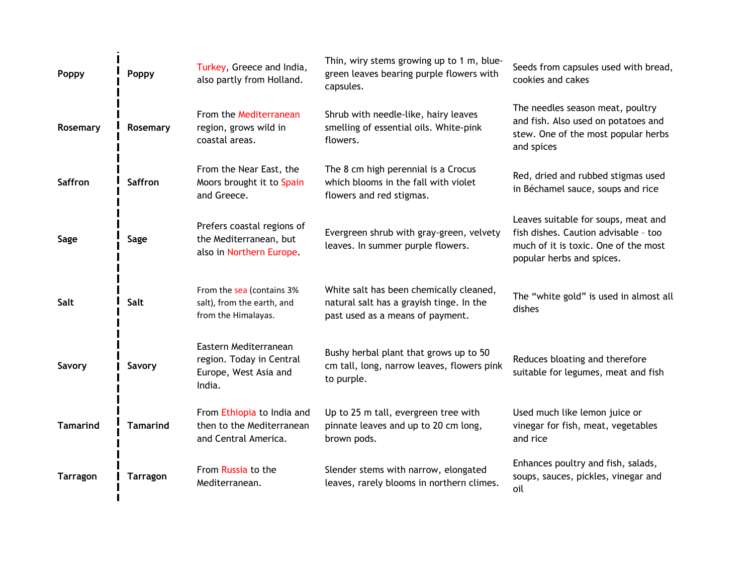| | | | | |
|---|---|---|---|---|
| **Poppy** | **Poppy** | Turkey, Greece and India, also partly from Holland. | Thin, wiry stems growing up to 1 m, blue-green leaves bearing purple flowers with capsules. | Seeds from capsules used with bread, cookies and cakes |
| **Rosemary** | **Rosemary** | From the Mediterranean region, grows wild in coastal areas. | Shrub with needle-like, hairy leaves smelling of essential oils. White-pink flowers. | The needles season meat, poultry and fish. Also used on potatoes and stew. One of the most popular herbs and spices |
| **Saffron** | **Saffron** | From the Near East, the Moors brought it to Spain and Greece. | The 8 cm high perennial is a Crocus which blooms in the fall with violet flowers and red stigmas. | Red, dried and rubbed stigmas used in Béchamel sauce, soups and rice |
| **Sage** | **Sage** | Prefers coastal regions of the Mediterranean, but also in Northern Europe. | Evergreen shrub with gray-green, velvety leaves. In summer purple flowers. | Leaves suitable for soups, meat and fish dishes. Caution advisable – too much of it is toxic. One of the most popular herbs and spices. |
| **Salt** | **Salt** | From the sea (contains 3% salt), from the earth, and from the Himalayas. | White salt has been chemically cleaned, natural salt has a grayish tinge. In the past used as a means of payment. | The "white gold" is used in almost all dishes |
| **Savory** | **Savory** | Eastern Mediterranean region. Today in Central Europe, West Asia and India. | Bushy herbal plant that grows up to 50 cm tall, long, narrow leaves, flowers pink to purple. | Reduces bloating and therefore suitable for legumes, meat and fish |
| **Tamarind** | **Tamarind** | From Ethiopia to India and then to the Mediterranean and Central America. | Up to 25 m tall, evergreen tree with pinnate leaves and up to 20 cm long, brown pods. | Used much like lemon juice or vinegar for fish, meat, vegetables and rice |
| **Tarragon** | **Tarragon** | From Russia to the Mediterranean. | Slender stems with narrow, elongated leaves, rarely blooms in northern climes. | Enhances poultry and fish, salads, soups, sauces, pickles, vinegar and oil |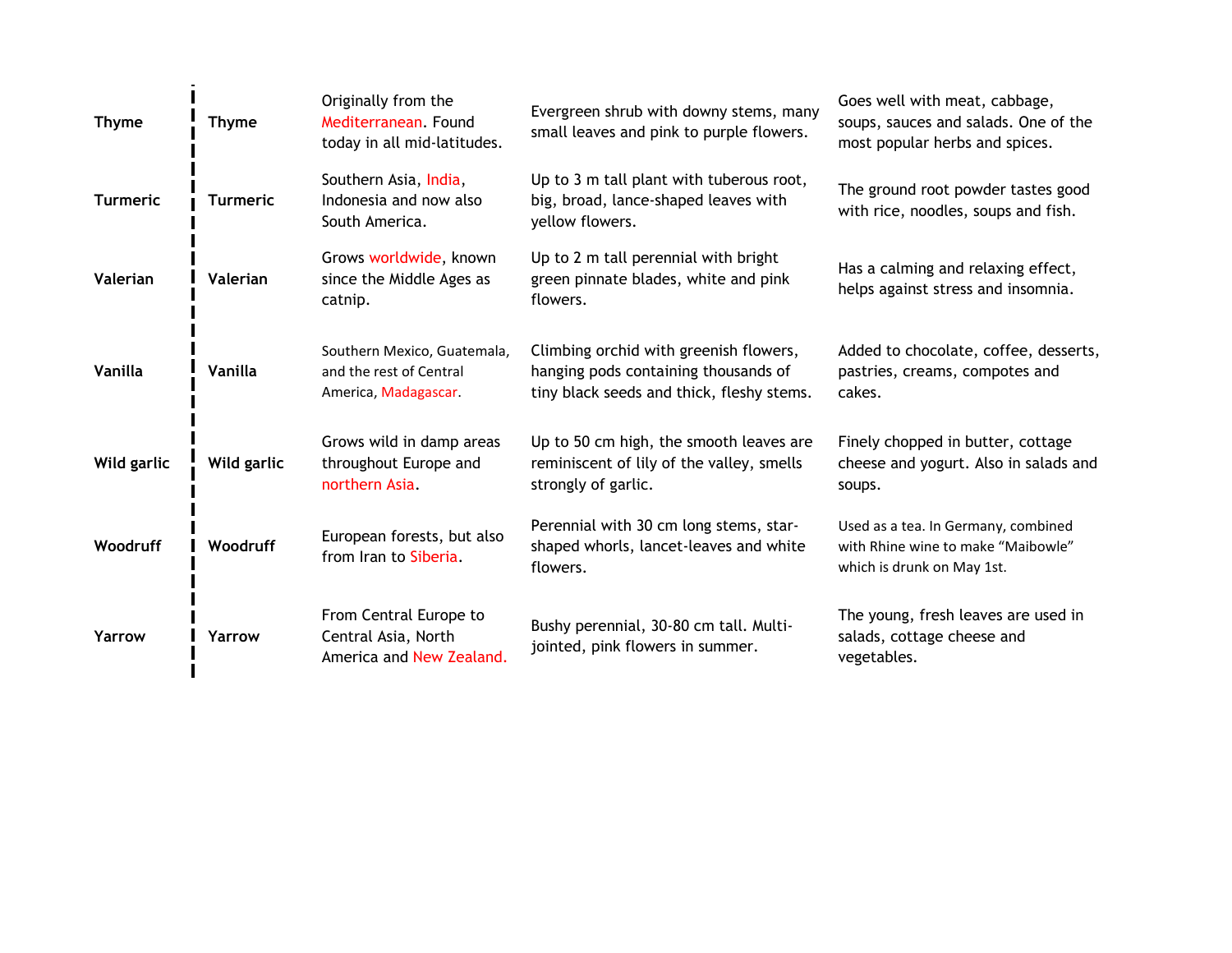| | | | | |
|---|---|---|---|---|
| **Thyme** | **Thyme** | Originally from the Mediterranean. Found today in all mid-latitudes. | Evergreen shrub with downy stems, many small leaves and pink to purple flowers. | Goes well with meat, cabbage, soups, sauces and salads. One of the most popular herbs and spices. |
| **Turmeric** | **Turmeric** | Southern Asia, India, Indonesia and now also South America. | Up to 3 m tall plant with tuberous root, big, broad, lance-shaped leaves with yellow flowers. | The ground root powder tastes good with rice, noodles, soups and fish. |
| **Valerian** | **Valerian** | Grows worldwide, known since the Middle Ages as catnip. | Up to 2 m tall perennial with bright green pinnate blades, white and pink flowers. | Has a calming and relaxing effect, helps against stress and insomnia. |
| **Vanilla** | **Vanilla** | Southern Mexico, Guatemala, and the rest of Central America, Madagascar. | Climbing orchid with greenish flowers, hanging pods containing thousands of tiny black seeds and thick, fleshy stems. | Added to chocolate, coffee, desserts, pastries, creams, compotes and cakes. |
| **Wild garlic** | **Wild garlic** | Grows wild in damp areas throughout Europe and northern Asia. | Up to 50 cm high, the smooth leaves are reminiscent of lily of the valley, smells strongly of garlic. | Finely chopped in butter, cottage cheese and yogurt. Also in salads and soups. |
| **Woodruff** | **Woodruff** | European forests, but also from Iran to Siberia. | Perennial with 30 cm long stems, star-shaped whorls, lancet-leaves and white flowers. | Used as a tea. In Germany, combined with Rhine wine to make "Maibowle" which is drunk on May 1st. |
| **Yarrow** | **Yarrow** | From Central Europe to Central Asia, North America and New Zealand. | Bushy perennial, 30-80 cm tall. Multi-jointed, pink flowers in summer. | The young, fresh leaves are used in salads, cottage cheese and vegetables. |